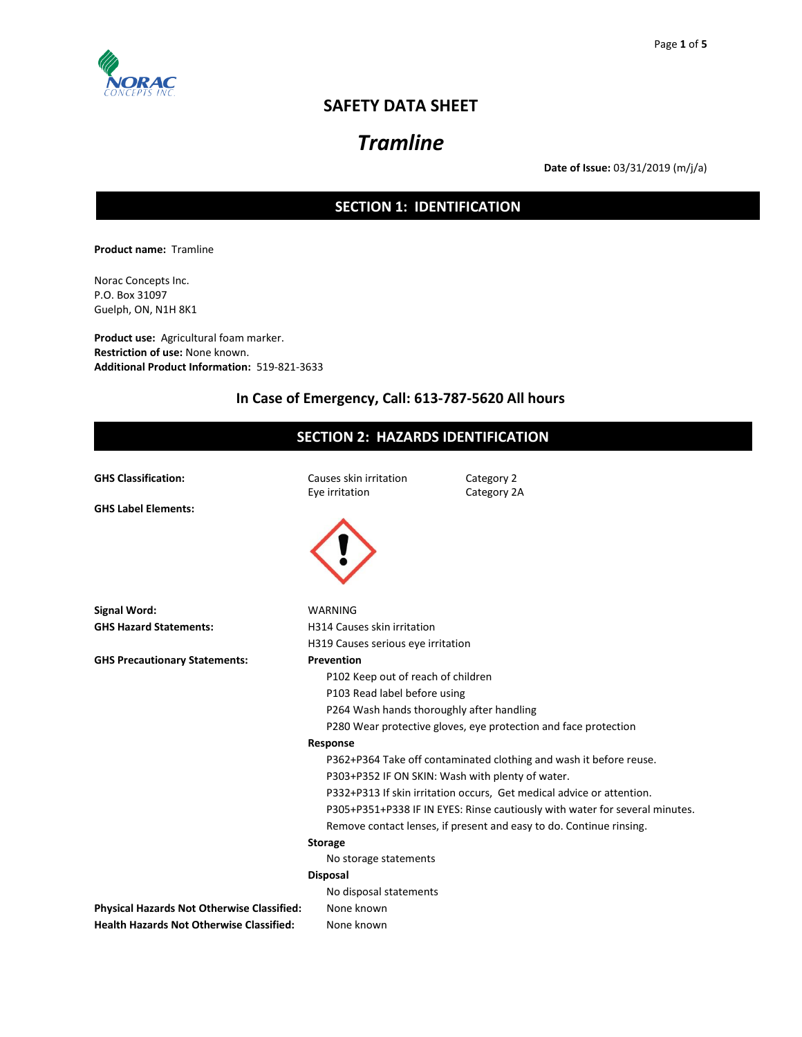# SAFETY DATA SHEET

# *Tramline*

**Date of Issue:** 03/31/2019 (m/j/a)

## SECTION 1: IDENTIFICATION

**Product name:** Tramline

Norac Concepts Inc.
P.O. Box 31097
Guelph, ON, N1H 8K1

**Product use:** Agricultural foam marker.
**Restriction of use:** None known.
**Additional Product Information:** 519-821-3633

### In Case of Emergency, Call: 613-787-5620 All hours

## SECTION 2: HAZARDS IDENTIFICATION

**GHS Classification:**

| | |
|---|---|
| Causes skin irritation | Category 2 |
| Eye irritation | Category 2A |

**GHS Label Elements:**

**Signal Word:** WARNING

**GHS Hazard Statements:**
H314 Causes skin irritation
H319 Causes serious eye irritation

**GHS Precautionary Statements:**

**Prevention**
- P102 Keep out of reach of children
- P103 Read label before using
- P264 Wash hands thoroughly after handling
- P280 Wear protective gloves, eye protection and face protection

**Response**
- P362+P364 Take off contaminated clothing and wash it before reuse.
- P303+P352 IF ON SKIN: Wash with plenty of water.
- P332+P313 If skin irritation occurs, Get medical advice or attention.
- P305+P351+P338 IF IN EYES: Rinse cautiously with water for several minutes. Remove contact lenses, if present and easy to do. Continue rinsing.

**Storage**
- No storage statements

**Disposal**
- No disposal statements

**Physical Hazards Not Otherwise Classified:** None known
**Health Hazards Not Otherwise Classified:** None known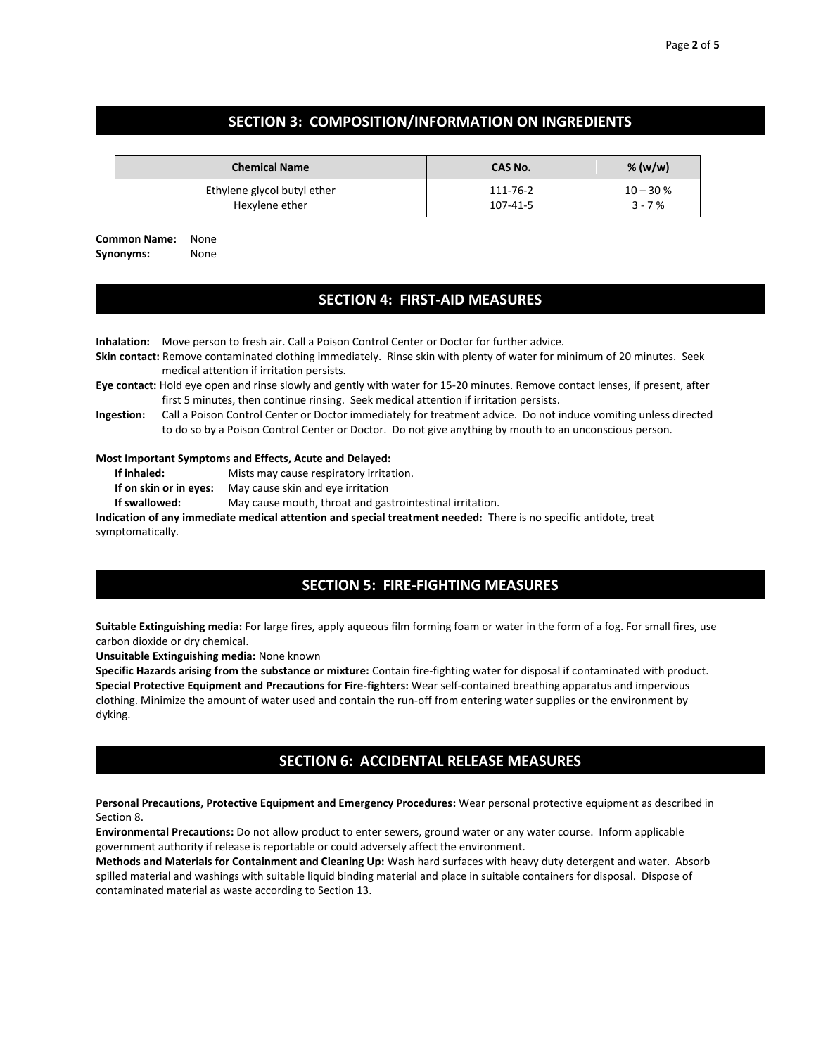## SECTION 3: COMPOSITION/INFORMATION ON INGREDIENTS

| Chemical Name | CAS No. | % (w/w) |
|---|---|---|
| Ethylene glycol butyl ether | 111-76-2 | 10 – 30 % |
| Hexylene ether | 107-41-5 | 3 - 7 % |

**Common Name:** None
**Synonyms:** None

## SECTION 4: FIRST-AID MEASURES

**Inhalation:** Move person to fresh air. Call a Poison Control Center or Doctor for further advice.
**Skin contact:** Remove contaminated clothing immediately. Rinse skin with plenty of water for minimum of 20 minutes. Seek medical attention if irritation persists.
**Eye contact:** Hold eye open and rinse slowly and gently with water for 15-20 minutes. Remove contact lenses, if present, after first 5 minutes, then continue rinsing. Seek medical attention if irritation persists.
**Ingestion:** Call a Poison Control Center or Doctor immediately for treatment advice. Do not induce vomiting unless directed to do so by a Poison Control Center or Doctor. Do not give anything by mouth to an unconscious person.

**Most Important Symptoms and Effects, Acute and Delayed:**

**If inhaled:** Mists may cause respiratory irritation.
**If on skin or in eyes:** May cause skin and eye irritation
**If swallowed:** May cause mouth, throat and gastrointestinal irritation.

**Indication of any immediate medical attention and special treatment needed:** There is no specific antidote, treat symptomatically.

## SECTION 5: FIRE-FIGHTING MEASURES

**Suitable Extinguishing media:** For large fires, apply aqueous film forming foam or water in the form of a fog. For small fires, use carbon dioxide or dry chemical.
**Unsuitable Extinguishing media:** None known
**Specific Hazards arising from the substance or mixture:** Contain fire-fighting water for disposal if contaminated with product.
**Special Protective Equipment and Precautions for Fire-fighters:** Wear self-contained breathing apparatus and impervious clothing. Minimize the amount of water used and contain the run-off from entering water supplies or the environment by dyking.

## SECTION 6: ACCIDENTAL RELEASE MEASURES

**Personal Precautions, Protective Equipment and Emergency Procedures:** Wear personal protective equipment as described in Section 8.
**Environmental Precautions:** Do not allow product to enter sewers, ground water or any water course. Inform applicable government authority if release is reportable or could adversely affect the environment.
**Methods and Materials for Containment and Cleaning Up:** Wash hard surfaces with heavy duty detergent and water. Absorb spilled material and washings with suitable liquid binding material and place in suitable containers for disposal. Dispose of contaminated material as waste according to Section 13.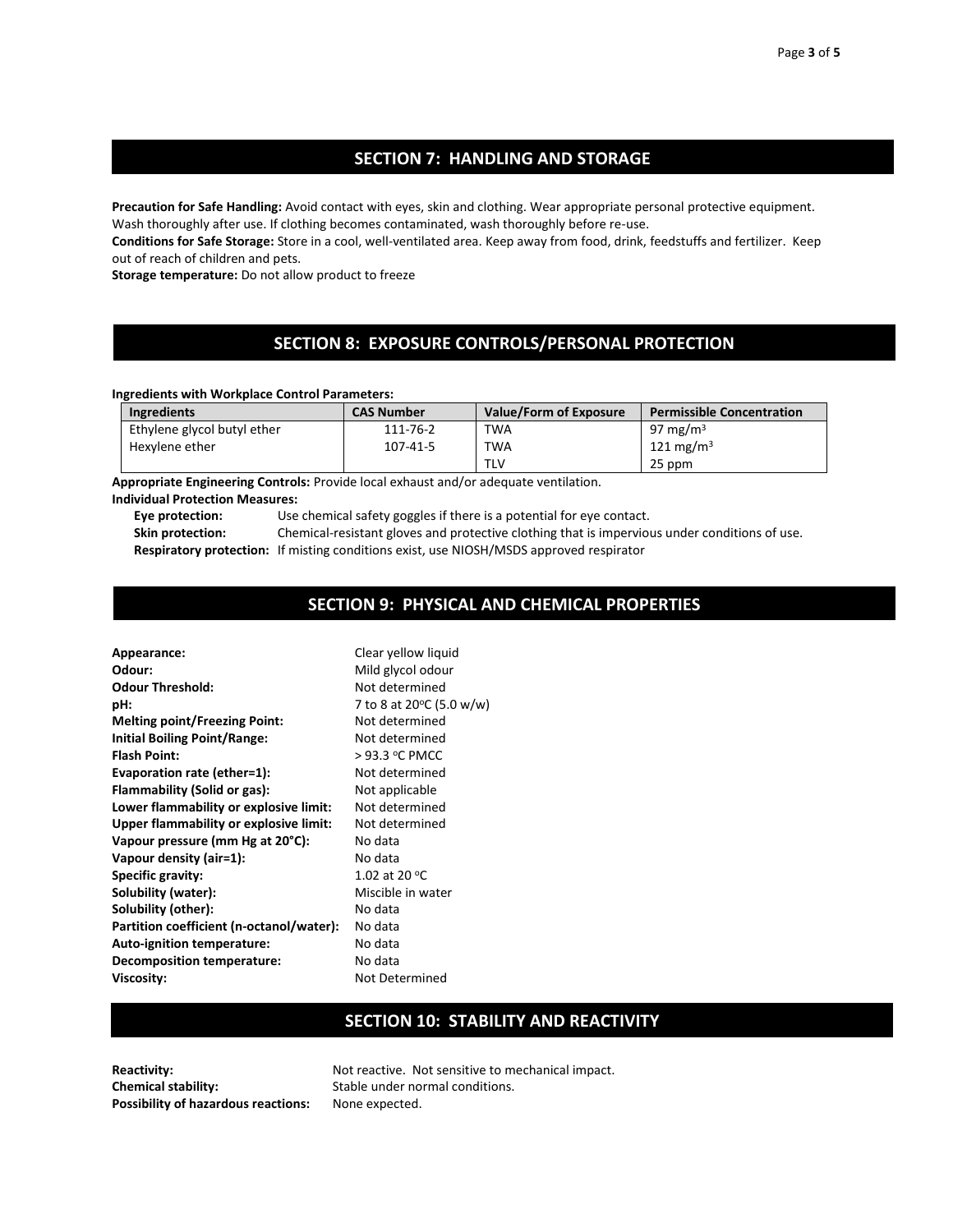## SECTION 7: HANDLING AND STORAGE

**Precaution for Safe Handling:** Avoid contact with eyes, skin and clothing. Wear appropriate personal protective equipment. Wash thoroughly after use. If clothing becomes contaminated, wash thoroughly before re-use.

**Conditions for Safe Storage:** Store in a cool, well-ventilated area. Keep away from food, drink, feedstuffs and fertilizer. Keep out of reach of children and pets.

**Storage temperature:** Do not allow product to freeze

## SECTION 8: EXPOSURE CONTROLS/PERSONAL PROTECTION

**Ingredients with Workplace Control Parameters:**

| Ingredients | CAS Number | Value/Form of Exposure | Permissible Concentration |
|---|---|---|---|
| Ethylene glycol butyl ether | 111-76-2 | TWA | 97 mg/m$^3$ |
| Hexylene ether | 107-41-5 | TWA | 121 mg/m$^3$ |
| | | TLV | 25 ppm |

**Appropriate Engineering Controls:** Provide local exhaust and/or adequate ventilation.

**Individual Protection Measures:**

- **Eye protection:** Use chemical safety goggles if there is a potential for eye contact.
- **Skin protection:** Chemical-resistant gloves and protective clothing that is impervious under conditions of use.
- **Respiratory protection:** If misting conditions exist, use NIOSH/MSDS approved respirator

## SECTION 9: PHYSICAL AND CHEMICAL PROPERTIES

**Appearance:** Clear yellow liquid
**Odour:** Mild glycol odour
**Odour Threshold:** Not determined
**pH:** 7 to 8 at 20°C (5.0 w/w)
**Melting point/Freezing Point:** Not determined
**Initial Boiling Point/Range:** Not determined
**Flash Point:** > 93.3 °C PMCC
**Evaporation rate (ether=1):** Not determined
**Flammability (Solid or gas):** Not applicable
**Lower flammability or explosive limit:** Not determined
**Upper flammability or explosive limit:** Not determined
**Vapour pressure (mm Hg at 20°C):** No data
**Vapour density (air=1):** No data
**Specific gravity:** 1.02 at 20 °C
**Solubility (water):** Miscible in water
**Solubility (other):** No data
**Partition coefficient (n-octanol/water):** No data
**Auto-ignition temperature:** No data
**Decomposition temperature:** No data
**Viscosity:** Not Determined

## SECTION 10: STABILITY AND REACTIVITY

**Reactivity:** Not reactive. Not sensitive to mechanical impact.
**Chemical stability:** Stable under normal conditions.
**Possibility of hazardous reactions:** None expected.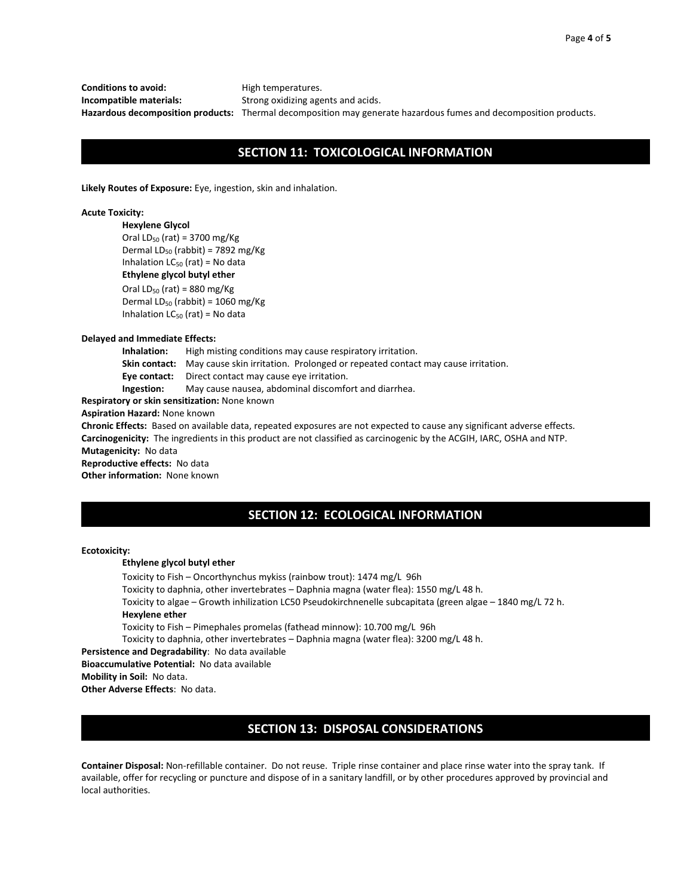**Conditions to avoid:** High temperatures.
**Incompatible materials:** Strong oxidizing agents and acids.
**Hazardous decomposition products:** Thermal decomposition may generate hazardous fumes and decomposition products.

## SECTION 11: TOXICOLOGICAL INFORMATION

**Likely Routes of Exposure:** Eye, ingestion, skin and inhalation.

**Acute Toxicity:**

**Hexylene Glycol**
Oral $LD_{50}$ (rat) = 3700 mg/Kg
Dermal $LD_{50}$ (rabbit) = 7892 mg/Kg
Inhalation $LC_{50}$ (rat) = No data

**Ethylene glycol butyl ether**
Oral $LD_{50}$ (rat) = 880 mg/Kg
Dermal $LD_{50}$ (rabbit) = 1060 mg/Kg
Inhalation $LC_{50}$ (rat) = No data

**Delayed and Immediate Effects:**

**Inhalation:** High misting conditions may cause respiratory irritation.
**Skin contact:** May cause skin irritation. Prolonged or repeated contact may cause irritation.
**Eye contact:** Direct contact may cause eye irritation.
**Ingestion:** May cause nausea, abdominal discomfort and diarrhea.

**Respiratory or skin sensitization:** None known
**Aspiration Hazard:** None known
**Chronic Effects:** Based on available data, repeated exposures are not expected to cause any significant adverse effects.
**Carcinogenicity:** The ingredients in this product are not classified as carcinogenic by the ACGIH, IARC, OSHA and NTP.
**Mutagenicity:** No data
**Reproductive effects:** No data
**Other information:** None known

## SECTION 12: ECOLOGICAL INFORMATION

**Ecotoxicity:**

**Ethylene glycol butyl ether**
Toxicity to Fish – Oncorthynchus mykiss (rainbow trout): 1474 mg/L 96h
Toxicity to daphnia, other invertebrates – Daphnia magna (water flea): 1550 mg/L 48 h.
Toxicity to algae – Growth inhilization LC50 Pseudokirchnenelle subcapitata (green algae – 1840 mg/L 72 h.

**Hexylene ether**
Toxicity to Fish – Pimephales promelas (fathead minnow): 10.700 mg/L 96h
Toxicity to daphnia, other invertebrates – Daphnia magna (water flea): 3200 mg/L 48 h.

**Persistence and Degradability**: No data available
**Bioaccumulative Potential:** No data available
**Mobility in Soil:** No data.
**Other Adverse Effects**: No data.

## SECTION 13: DISPOSAL CONSIDERATIONS

**Container Disposal:** Non-refillable container. Do not reuse. Triple rinse container and place rinse water into the spray tank. If available, offer for recycling or puncture and dispose of in a sanitary landfill, or by other procedures approved by provincial and local authorities.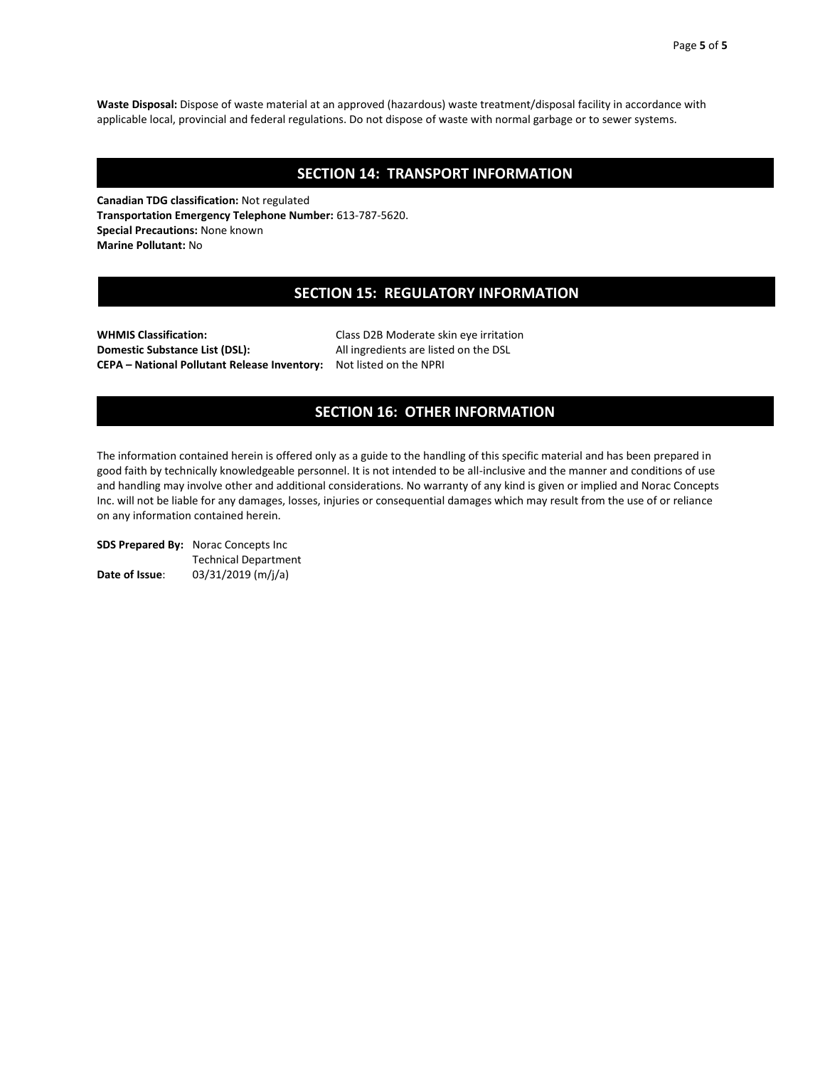**Waste Disposal:** Dispose of waste material at an approved (hazardous) waste treatment/disposal facility in accordance with applicable local, provincial and federal regulations. Do not dispose of waste with normal garbage or to sewer systems.

## SECTION 14: TRANSPORT INFORMATION

**Canadian TDG classification:** Not regulated
**Transportation Emergency Telephone Number:** 613-787-5620.
**Special Precautions:** None known
**Marine Pollutant:** No

## SECTION 15: REGULATORY INFORMATION

| | |
|---|---|
| **WHMIS Classification:** | Class D2B Moderate skin eye irritation |
| **Domestic Substance List (DSL):** | All ingredients are listed on the DSL |
| **CEPA – National Pollutant Release Inventory:** | Not listed on the NPRI |

## SECTION 16: OTHER INFORMATION

The information contained herein is offered only as a guide to the handling of this specific material and has been prepared in good faith by technically knowledgeable personnel. It is not intended to be all-inclusive and the manner and conditions of use and handling may involve other and additional considerations. No warranty of any kind is given or implied and Norac Concepts Inc. will not be liable for any damages, losses, injuries or consequential damages which may result from the use of or reliance on any information contained herein.

**SDS Prepared By:** Norac Concepts Inc
Technical Department
**Date of Issue**: 03/31/2019 (m/j/a)